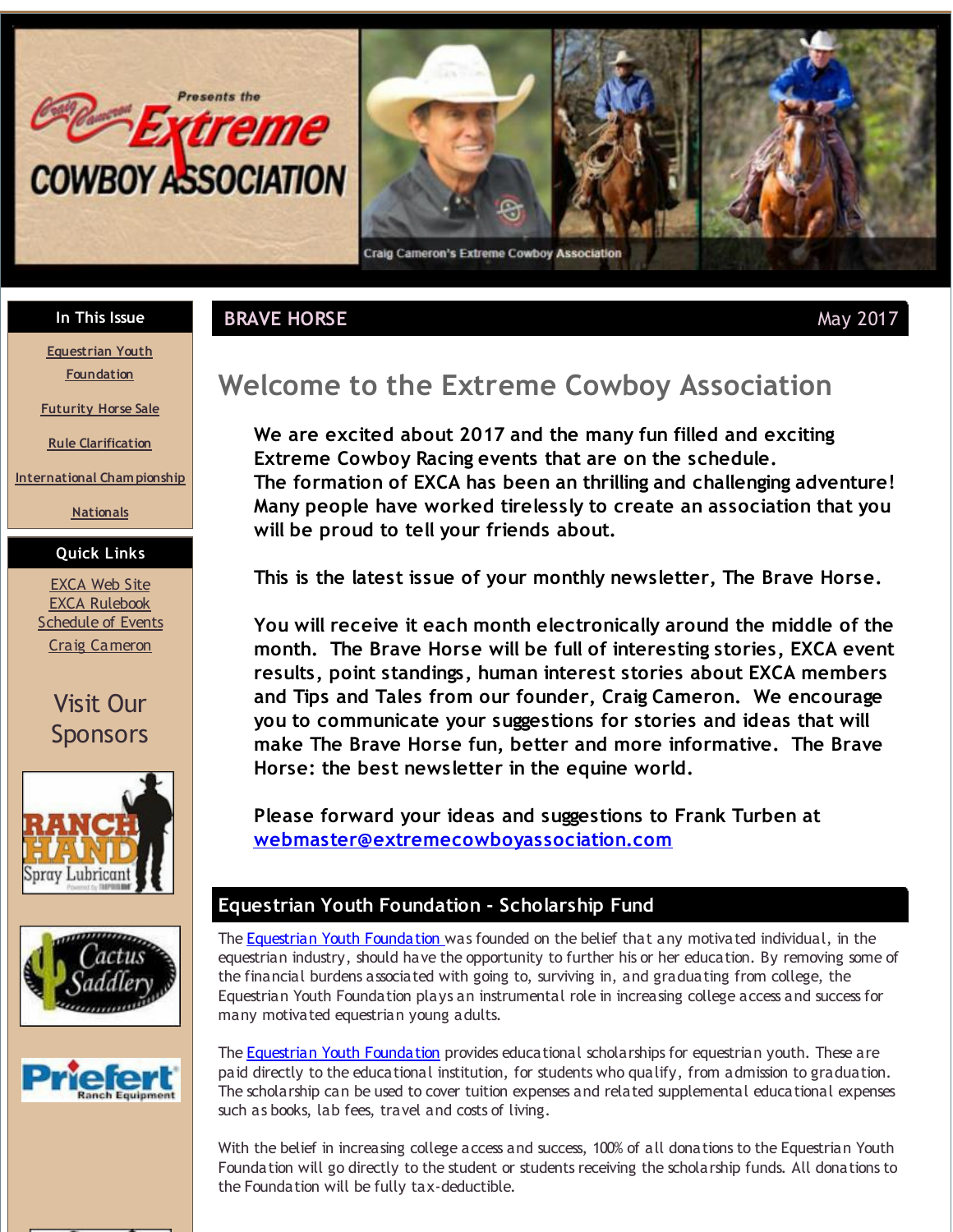# Craig Cameron Presents the Extreme Cowboy Association

Craig Cameron's Extreme Cowboy Association

**In This Issue**

- Equestrian Youth Foundation
- Futurity Horse Sale
- Rule Clarification
- International Championship
- Nationals

**Quick Links**

- EXCA Web Site
- EXCA Rulebook
- Schedule of Events
- Craig Cameron

**Visit Our Sponsors**

Ranch Hand Spray Lubricant

Cactus Saddlery

Priefert Ranch Equipment

## BRAVE HORSE — May 2017

# Welcome to the Extreme Cowboy Association

**We are excited about 2017 and the many fun filled and exciting Extreme Cowboy Racing events that are on the schedule. The formation of EXCA has been an thrilling and challenging adventure! Many people have worked tirelessly to create an association that you will be proud to tell your friends about.**

**This is the latest issue of your monthly newsletter, The Brave Horse.**

**You will receive it each month electronically around the middle of the month. The Brave Horse will be full of interesting stories, EXCA event results, point standings, human interest stories about EXCA members and Tips and Tales from our founder, Craig Cameron. We encourage you to communicate your suggestions for stories and ideas that will make The Brave Horse fun, better and more informative. The Brave Horse: the best newsletter in the equine world.**

**Please forward your ideas and suggestions to Frank Turben at webmaster@extremecowboyassociation.com**

## Equestrian Youth Foundation - Scholarship Fund

The Equestrian Youth Foundation was founded on the belief that any motivated individual, in the equestrian industry, should have the opportunity to further his or her education. By removing some of the financial burdens associated with going to, surviving in, and graduating from college, the Equestrian Youth Foundation plays an instrumental role in increasing college access and success for many motivated equestrian young adults.

The Equestrian Youth Foundation provides educational scholarships for equestrian youth. These are paid directly to the educational institution, for students who qualify, from admission to graduation. The scholarship can be used to cover tuition expenses and related supplemental educational expenses such as books, lab fees, travel and costs of living.

With the belief in increasing college access and success, 100% of all donations to the Equestrian Youth Foundation will go directly to the student or students receiving the scholarship funds. All donations to the Foundation will be fully tax-deductible.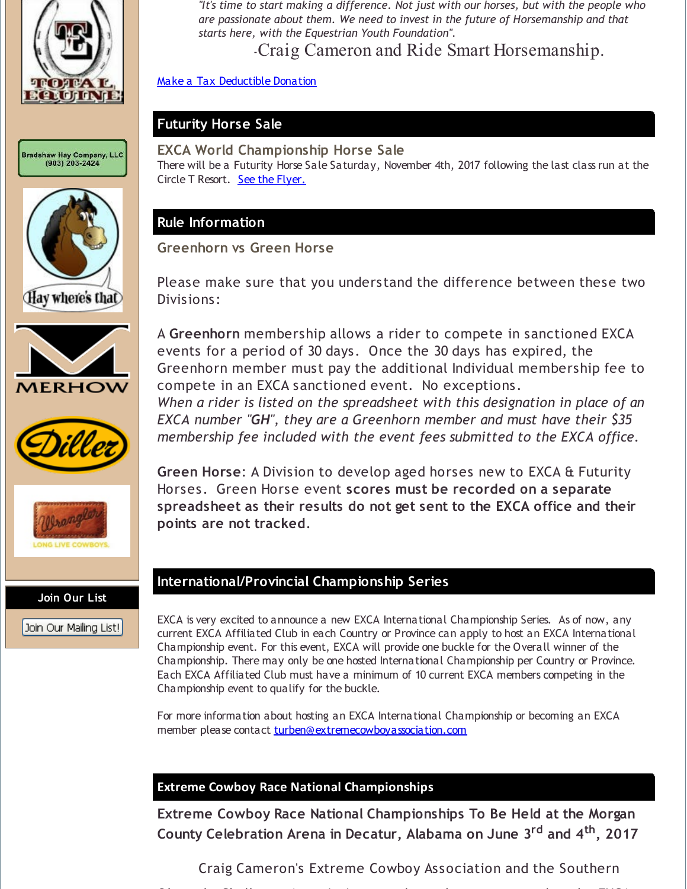*"It's time to start making a difference. Not just with our horses, but with the people who are passionate about them. We need to invest in the future of Horsemanship and that starts here, with the Equestrian Youth Foundation".*

-Craig Cameron and Ride Smart Horsemanship.

[Make a Tax Deductible Donation]

Bradshaw Hay Company, LLC (903) 203-2424

Join Our List

Join Our Mailing List!

## Futurity Horse Sale

### EXCA World Championship Horse Sale

There will be a Futurity Horse Sale Saturday, November 4th, 2017 following the last class run at the Circle T Resort. [See the Flyer.]

## Rule Information

### Greenhorn vs Green Horse

Please make sure that you understand the difference between these two Divisions:

A **Greenhorn** membership allows a rider to compete in sanctioned EXCA events for a period of 30 days. Once the 30 days has expired, the Greenhorn member must pay the additional Individual membership fee to compete in an EXCA sanctioned event. No exceptions.
*When a rider is listed on the spreadsheet with this designation in place of an EXCA number "**GH**", they are a Greenhorn member and must have their $35 membership fee included with the event fees submitted to the EXCA office.*

**Green Horse**: A Division to develop aged horses new to EXCA & Futurity Horses. Green Horse event **scores must be recorded on a separate spreadsheet as their results do not get sent to the EXCA office and their points are not tracked**.

## International/Provincial Championship Series

EXCA is very excited to announce a new EXCA International Championship Series. As of now, any current EXCA Affiliated Club in each Country or Province can apply to host an EXCA International Championship event. For this event, EXCA will provide one buckle for the Overall winner of the Championship. There may only be one hosted International Championship per Country or Province. Each EXCA Affiliated Club must have a minimum of 10 current EXCA members competing in the Championship event to qualify for the buckle.

For more information about hosting an EXCA International Championship or becoming an EXCA member please contact [turben@extremecowboyassociation.com]

## Extreme Cowboy Race National Championships

### Extreme Cowboy Race National Championships To Be Held at the Morgan County Celebration Arena in Decatur, Alabama on June 3rd and 4th, 2017

Craig Cameron's Extreme Cowboy Association and the Southern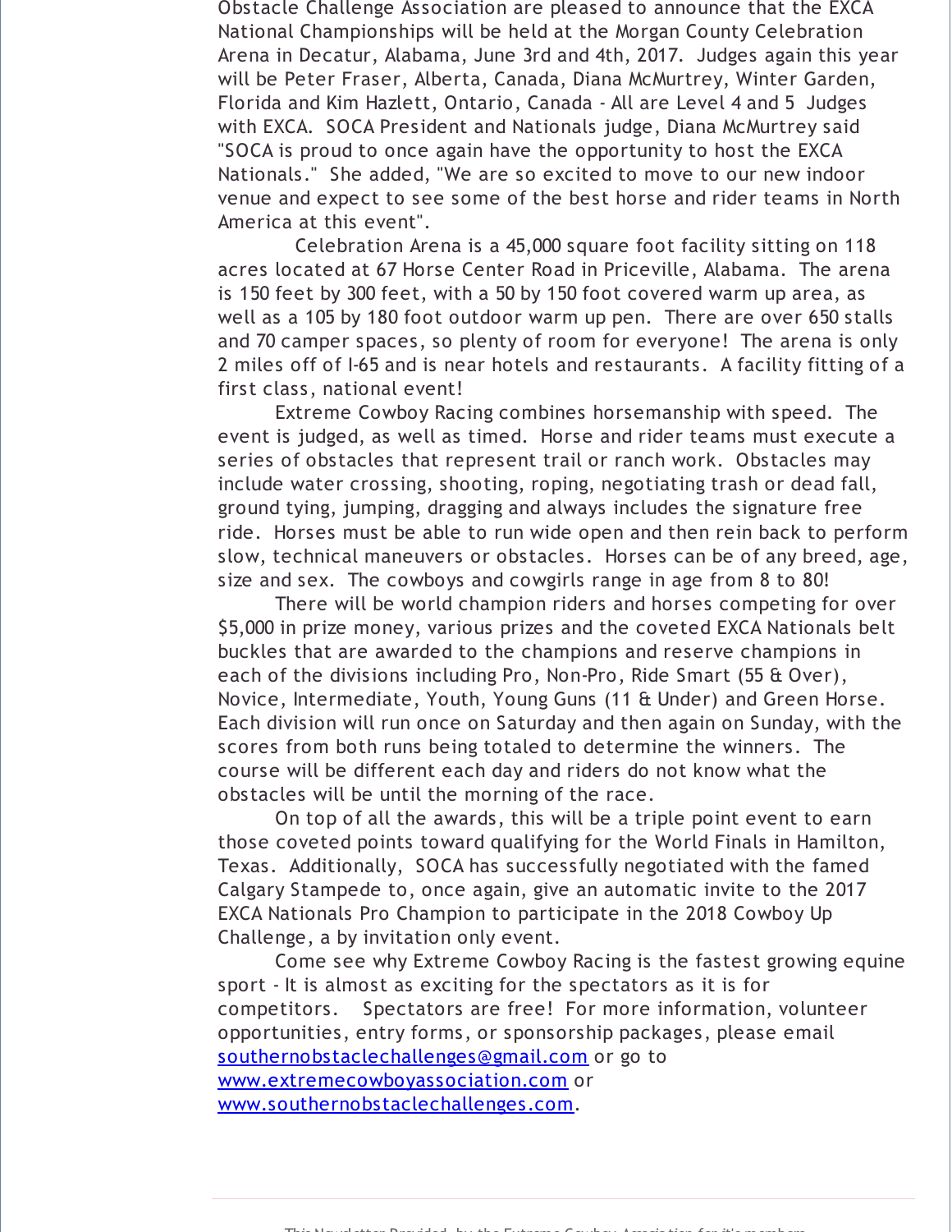Obstacle Challenge Association are pleased to announce that the EXCA National Championships will be held at the Morgan County Celebration Arena in Decatur, Alabama, June 3rd and 4th, 2017. Judges again this year will be Peter Fraser, Alberta, Canada, Diana McMurtrey, Winter Garden, Florida and Kim Hazlett, Ontario, Canada - All are Level 4 and 5 Judges with EXCA. SOCA President and Nationals judge, Diana McMurtrey said "SOCA is proud to once again have the opportunity to host the EXCA Nationals." She added, "We are so excited to move to our new indoor venue and expect to see some of the best horse and rider teams in North America at this event".

Celebration Arena is a 45,000 square foot facility sitting on 118 acres located at 67 Horse Center Road in Priceville, Alabama. The arena is 150 feet by 300 feet, with a 50 by 150 foot covered warm up area, as well as a 105 by 180 foot outdoor warm up pen. There are over 650 stalls and 70 camper spaces, so plenty of room for everyone! The arena is only 2 miles off of I-65 and is near hotels and restaurants. A facility fitting of a first class, national event!

Extreme Cowboy Racing combines horsemanship with speed. The event is judged, as well as timed. Horse and rider teams must execute a series of obstacles that represent trail or ranch work. Obstacles may include water crossing, shooting, roping, negotiating trash or dead fall, ground tying, jumping, dragging and always includes the signature free ride. Horses must be able to run wide open and then rein back to perform slow, technical maneuvers or obstacles. Horses can be of any breed, age, size and sex. The cowboys and cowgirls range in age from 8 to 80!

There will be world champion riders and horses competing for over $5,000 in prize money, various prizes and the coveted EXCA Nationals belt buckles that are awarded to the champions and reserve champions in each of the divisions including Pro, Non-Pro, Ride Smart (55 & Over), Novice, Intermediate, Youth, Young Guns (11 & Under) and Green Horse. Each division will run once on Saturday and then again on Sunday, with the scores from both runs being totaled to determine the winners. The course will be different each day and riders do not know what the obstacles will be until the morning of the race.

On top of all the awards, this will be a triple point event to earn those coveted points toward qualifying for the World Finals in Hamilton, Texas. Additionally, SOCA has successfully negotiated with the famed Calgary Stampede to, once again, give an automatic invite to the 2017 EXCA Nationals Pro Champion to participate in the 2018 Cowboy Up Challenge, a by invitation only event.

Come see why Extreme Cowboy Racing is the fastest growing equine sport - It is almost as exciting for the spectators as it is for competitors. Spectators are free! For more information, volunteer opportunities, entry forms, or sponsorship packages, please email [southernobstaclechallenges@gmail.com](mailto:southernobstaclechallenges@gmail.com) or go to [www.extremecowboyassociation.com](http://www.extremecowboyassociation.com) or [www.southernobstaclechallenges.com](http://www.southernobstaclechallenges.com).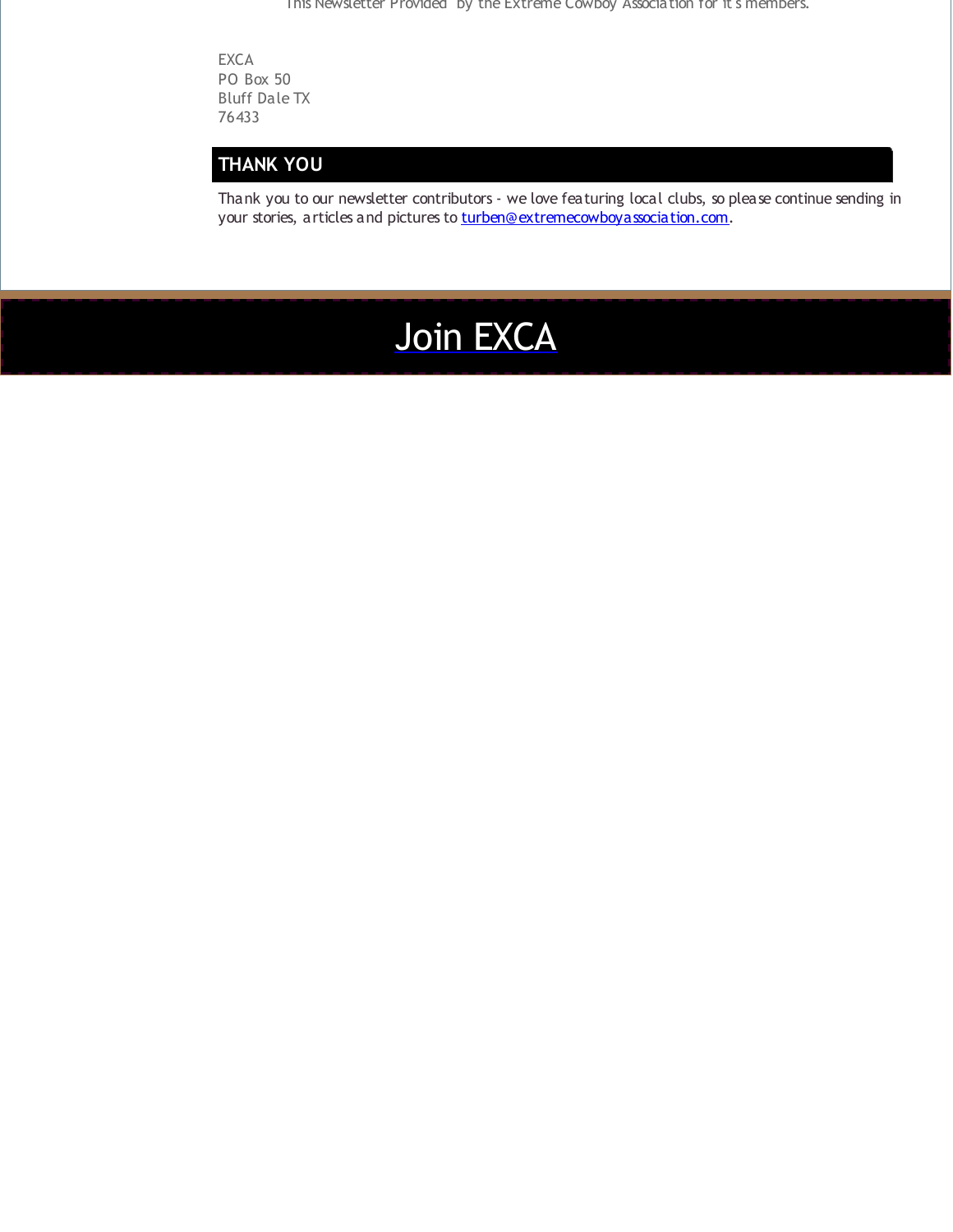This Newsletter Provided by the Extreme Cowboy Association for it's members.

EXCA
PO Box 50
Bluff Dale TX
76433

## THANK YOU

Thank you to our newsletter contributors - we love featuring local clubs, so please continue sending in your stories, articles and pictures to turben@extremecowboyassociation.com.

# Join EXCA